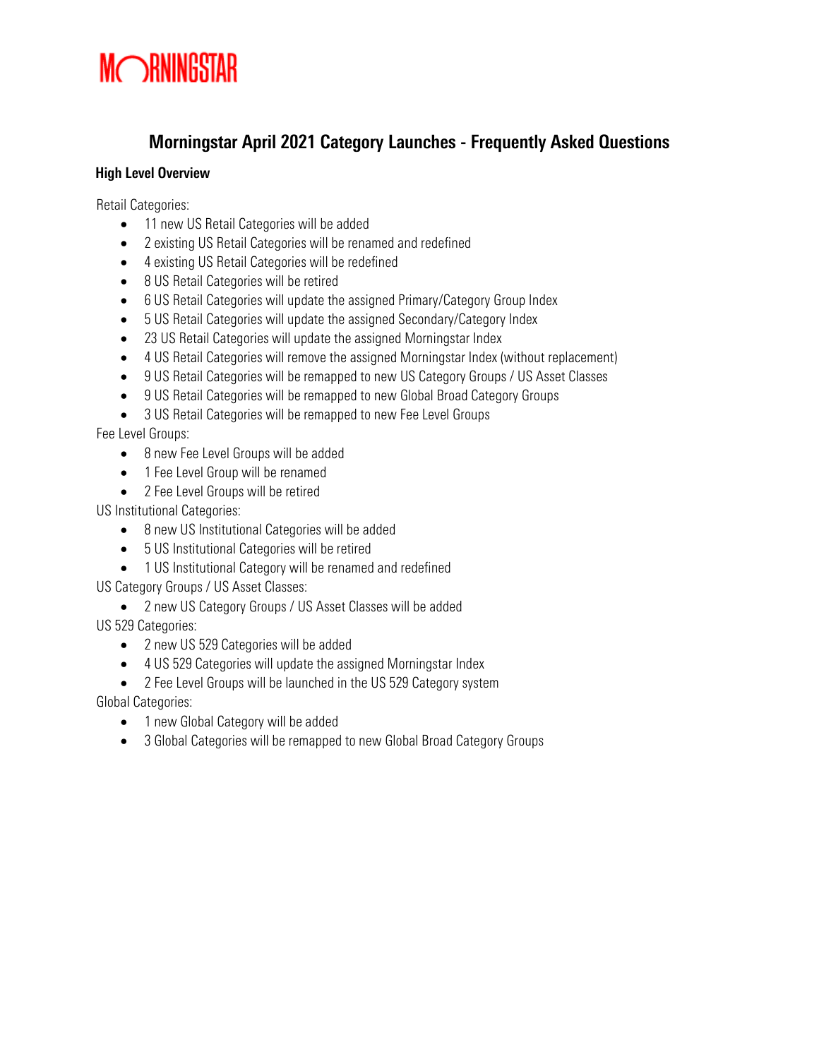# Morningstar April 2021 Category Launches - Frequently Asked Questions

## High Level Overview

Retail Categories:

- 11 new US Retail Categories will be added
- 2 existing US Retail Categories will be renamed and redefined
- 4 existing US Retail Categories will be redefined
- 8 US Retail Categories will be retired
- 6 US Retail Categories will update the assigned Primary/Category Group Index
- 5 US Retail Categories will update the assigned Secondary/Category Index
- 23 US Retail Categories will update the assigned Morningstar Index
- 4 US Retail Categories will remove the assigned Morningstar Index (without replacement)
- 9 US Retail Categories will be remapped to new US Category Groups / US Asset Classes
- 9 US Retail Categories will be remapped to new Global Broad Category Groups
- 3 US Retail Categories will be remapped to new Fee Level Groups

Fee Level Groups:

- 8 new Fee Level Groups will be added
- 1 Fee Level Group will be renamed
- 2 Fee Level Groups will be retired

US Institutional Categories:

- 8 new US Institutional Categories will be added
- 5 US Institutional Categories will be retired
- 1 US Institutional Category will be renamed and redefined

US Category Groups / US Asset Classes:

- 2 new US Category Groups / US Asset Classes will be added

US 529 Categories:

- 2 new US 529 Categories will be added
- 4 US 529 Categories will update the assigned Morningstar Index
- 2 Fee Level Groups will be launched in the US 529 Category system

Global Categories:

- 1 new Global Category will be added
- 3 Global Categories will be remapped to new Global Broad Category Groups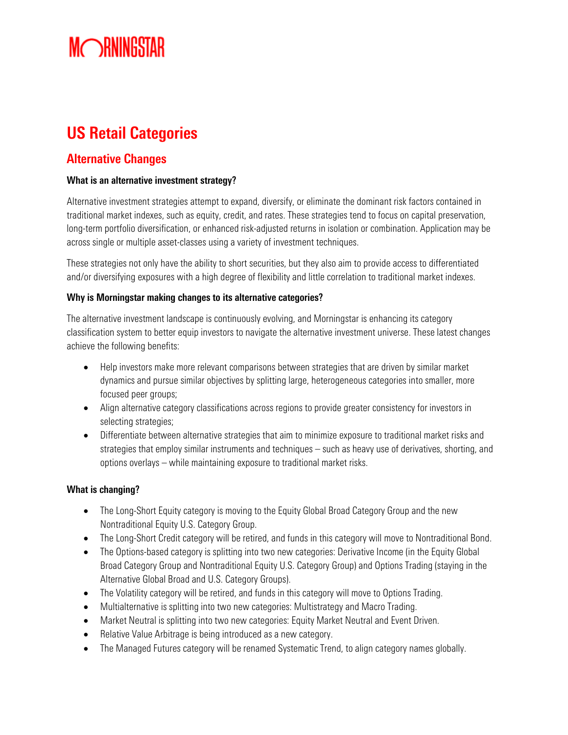# US Retail Categories

## Alternative Changes

**What is an alternative investment strategy?**

Alternative investment strategies attempt to expand, diversify, or eliminate the dominant risk factors contained in traditional market indexes, such as equity, credit, and rates. These strategies tend to focus on capital preservation, long-term portfolio diversification, or enhanced risk-adjusted returns in isolation or combination. Application may be across single or multiple asset-classes using a variety of investment techniques.

These strategies not only have the ability to short securities, but they also aim to provide access to differentiated and/or diversifying exposures with a high degree of flexibility and little correlation to traditional market indexes.

**Why is Morningstar making changes to its alternative categories?**

The alternative investment landscape is continuously evolving, and Morningstar is enhancing its category classification system to better equip investors to navigate the alternative investment universe. These latest changes achieve the following benefits:

- Help investors make more relevant comparisons between strategies that are driven by similar market dynamics and pursue similar objectives by splitting large, heterogeneous categories into smaller, more focused peer groups;
- Align alternative category classifications across regions to provide greater consistency for investors in selecting strategies;
- Differentiate between alternative strategies that aim to minimize exposure to traditional market risks and strategies that employ similar instruments and techniques – such as heavy use of derivatives, shorting, and options overlays – while maintaining exposure to traditional market risks.

**What is changing?**

- The Long-Short Equity category is moving to the Equity Global Broad Category Group and the new Nontraditional Equity U.S. Category Group.
- The Long-Short Credit category will be retired, and funds in this category will move to Nontraditional Bond.
- The Options-based category is splitting into two new categories: Derivative Income (in the Equity Global Broad Category Group and Nontraditional Equity U.S. Category Group) and Options Trading (staying in the Alternative Global Broad and U.S. Category Groups).
- The Volatility category will be retired, and funds in this category will move to Options Trading.
- Multialternative is splitting into two new categories: Multistrategy and Macro Trading.
- Market Neutral is splitting into two new categories: Equity Market Neutral and Event Driven.
- Relative Value Arbitrage is being introduced as a new category.
- The Managed Futures category will be renamed Systematic Trend, to align category names globally.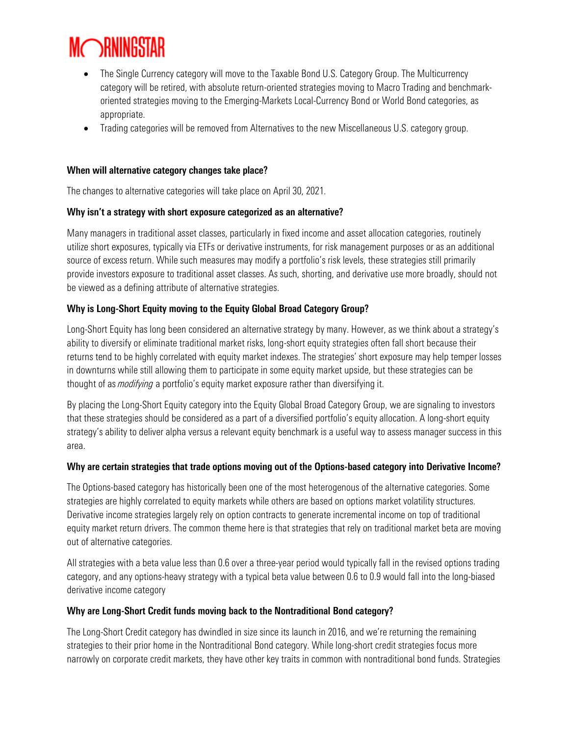- The Single Currency category will move to the Taxable Bond U.S. Category Group. The Multicurrency category will be retired, with absolute return-oriented strategies moving to Macro Trading and benchmark-oriented strategies moving to the Emerging-Markets Local-Currency Bond or World Bond categories, as appropriate.
- Trading categories will be removed from Alternatives to the new Miscellaneous U.S. category group.

**When will alternative category changes take place?**

The changes to alternative categories will take place on April 30, 2021.

**Why isn't a strategy with short exposure categorized as an alternative?**

Many managers in traditional asset classes, particularly in fixed income and asset allocation categories, routinely utilize short exposures, typically via ETFs or derivative instruments, for risk management purposes or as an additional source of excess return. While such measures may modify a portfolio's risk levels, these strategies still primarily provide investors exposure to traditional asset classes. As such, shorting, and derivative use more broadly, should not be viewed as a defining attribute of alternative strategies.

**Why is Long-Short Equity moving to the Equity Global Broad Category Group?**

Long-Short Equity has long been considered an alternative strategy by many. However, as we think about a strategy's ability to diversify or eliminate traditional market risks, long-short equity strategies often fall short because their returns tend to be highly correlated with equity market indexes. The strategies' short exposure may help temper losses in downturns while still allowing them to participate in some equity market upside, but these strategies can be thought of as *modifying* a portfolio's equity market exposure rather than diversifying it.

By placing the Long-Short Equity category into the Equity Global Broad Category Group, we are signaling to investors that these strategies should be considered as a part of a diversified portfolio's equity allocation. A long-short equity strategy's ability to deliver alpha versus a relevant equity benchmark is a useful way to assess manager success in this area.

**Why are certain strategies that trade options moving out of the Options-based category into Derivative Income?**

The Options-based category has historically been one of the most heterogenous of the alternative categories. Some strategies are highly correlated to equity markets while others are based on options market volatility structures. Derivative income strategies largely rely on option contracts to generate incremental income on top of traditional equity market return drivers. The common theme here is that strategies that rely on traditional market beta are moving out of alternative categories.

All strategies with a beta value less than 0.6 over a three-year period would typically fall in the revised options trading category, and any options-heavy strategy with a typical beta value between 0.6 to 0.9 would fall into the long-biased derivative income category

**Why are Long-Short Credit funds moving back to the Nontraditional Bond category?**

The Long-Short Credit category has dwindled in size since its launch in 2016, and we're returning the remaining strategies to their prior home in the Nontraditional Bond category. While long-short credit strategies focus more narrowly on corporate credit markets, they have other key traits in common with nontraditional bond funds. Strategies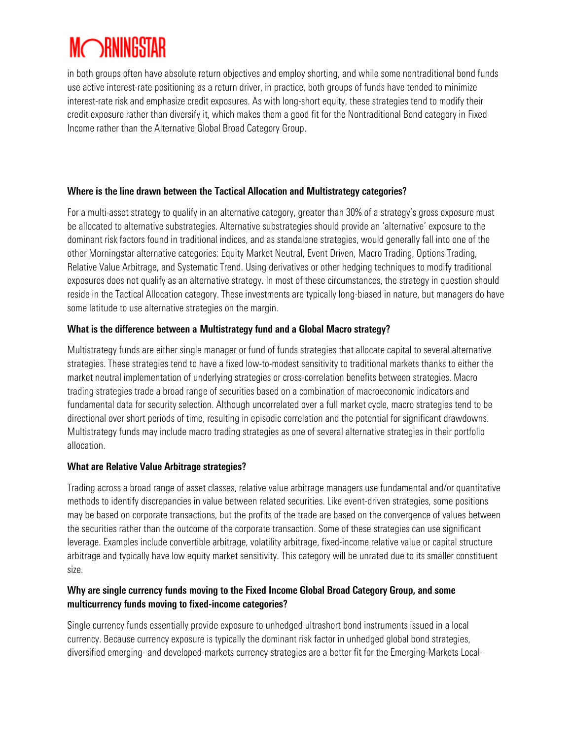in both groups often have absolute return objectives and employ shorting, and while some nontraditional bond funds use active interest-rate positioning as a return driver, in practice, both groups of funds have tended to minimize interest-rate risk and emphasize credit exposures. As with long-short equity, these strategies tend to modify their credit exposure rather than diversify it, which makes them a good fit for the Nontraditional Bond category in Fixed Income rather than the Alternative Global Broad Category Group.

**Where is the line drawn between the Tactical Allocation and Multistrategy categories?**

For a multi-asset strategy to qualify in an alternative category, greater than 30% of a strategy's gross exposure must be allocated to alternative substrategies. Alternative substrategies should provide an 'alternative' exposure to the dominant risk factors found in traditional indices, and as standalone strategies, would generally fall into one of the other Morningstar alternative categories: Equity Market Neutral, Event Driven, Macro Trading, Options Trading, Relative Value Arbitrage, and Systematic Trend. Using derivatives or other hedging techniques to modify traditional exposures does not qualify as an alternative strategy. In most of these circumstances, the strategy in question should reside in the Tactical Allocation category. These investments are typically long-biased in nature, but managers do have some latitude to use alternative strategies on the margin.

**What is the difference between a Multistrategy fund and a Global Macro strategy?**

Multistrategy funds are either single manager or fund of funds strategies that allocate capital to several alternative strategies. These strategies tend to have a fixed low-to-modest sensitivity to traditional markets thanks to either the market neutral implementation of underlying strategies or cross-correlation benefits between strategies. Macro trading strategies trade a broad range of securities based on a combination of macroeconomic indicators and fundamental data for security selection. Although uncorrelated over a full market cycle, macro strategies tend to be directional over short periods of time, resulting in episodic correlation and the potential for significant drawdowns. Multistrategy funds may include macro trading strategies as one of several alternative strategies in their portfolio allocation.

**What are Relative Value Arbitrage strategies?**

Trading across a broad range of asset classes, relative value arbitrage managers use fundamental and/or quantitative methods to identify discrepancies in value between related securities. Like event-driven strategies, some positions may be based on corporate transactions, but the profits of the trade are based on the convergence of values between the securities rather than the outcome of the corporate transaction. Some of these strategies can use significant leverage. Examples include convertible arbitrage, volatility arbitrage, fixed-income relative value or capital structure arbitrage and typically have low equity market sensitivity. This category will be unrated due to its smaller constituent size.

**Why are single currency funds moving to the Fixed Income Global Broad Category Group, and some multicurrency funds moving to fixed-income categories?**

Single currency funds essentially provide exposure to unhedged ultrashort bond instruments issued in a local currency. Because currency exposure is typically the dominant risk factor in unhedged global bond strategies, diversified emerging- and developed-markets currency strategies are a better fit for the Emerging-Markets Local-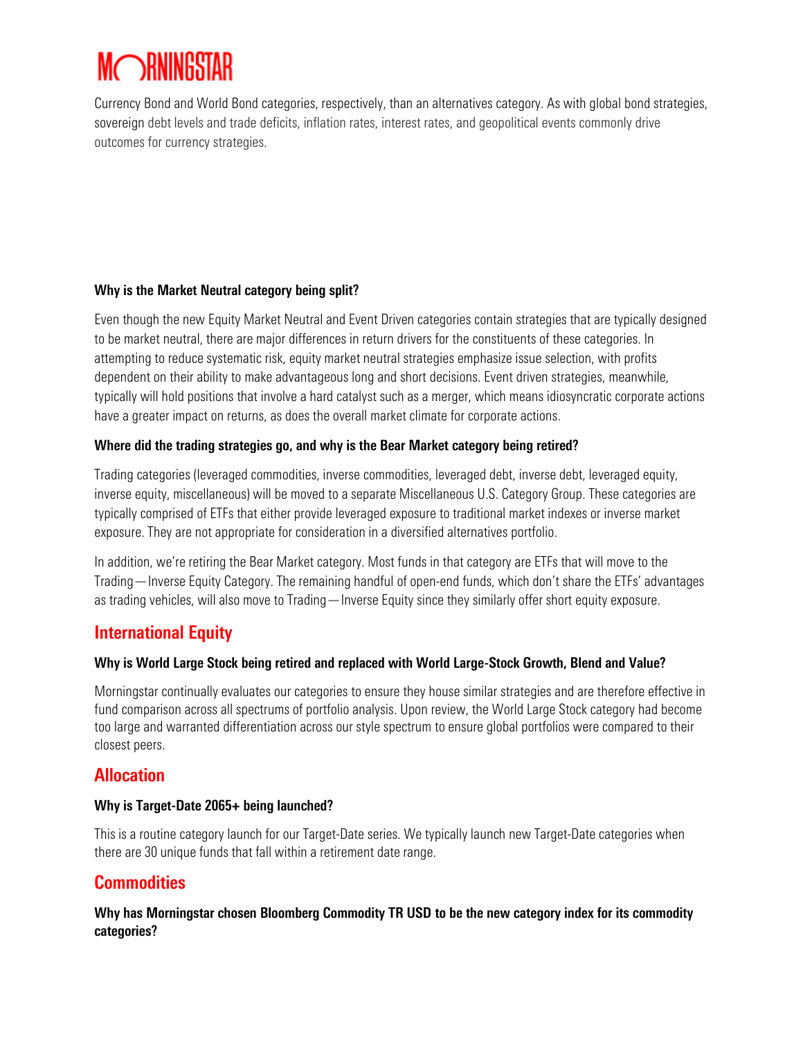Currency Bond and World Bond categories, respectively, than an alternatives category. As with global bond strategies, sovereign debt levels and trade deficits, inflation rates, interest rates, and geopolitical events commonly drive outcomes for currency strategies.

**Why is the Market Neutral category being split?**

Even though the new Equity Market Neutral and Event Driven categories contain strategies that are typically designed to be market neutral, there are major differences in return drivers for the constituents of these categories. In attempting to reduce systematic risk, equity market neutral strategies emphasize issue selection, with profits dependent on their ability to make advantageous long and short decisions. Event driven strategies, meanwhile, typically will hold positions that involve a hard catalyst such as a merger, which means idiosyncratic corporate actions have a greater impact on returns, as does the overall market climate for corporate actions.

**Where did the trading strategies go, and why is the Bear Market category being retired?**

Trading categories (leveraged commodities, inverse commodities, leveraged debt, inverse debt, leveraged equity, inverse equity, miscellaneous) will be moved to a separate Miscellaneous U.S. Category Group. These categories are typically comprised of ETFs that either provide leveraged exposure to traditional market indexes or inverse market exposure. They are not appropriate for consideration in a diversified alternatives portfolio.

In addition, we're retiring the Bear Market category. Most funds in that category are ETFs that will move to the Trading—Inverse Equity Category. The remaining handful of open-end funds, which don't share the ETFs' advantages as trading vehicles, will also move to Trading—Inverse Equity since they similarly offer short equity exposure.

## International Equity

**Why is World Large Stock being retired and replaced with World Large-Stock Growth, Blend and Value?**

Morningstar continually evaluates our categories to ensure they house similar strategies and are therefore effective in fund comparison across all spectrums of portfolio analysis. Upon review, the World Large Stock category had become too large and warranted differentiation across our style spectrum to ensure global portfolios were compared to their closest peers.

## Allocation

**Why is Target-Date 2065+ being launched?**

This is a routine category launch for our Target-Date series. We typically launch new Target-Date categories when there are 30 unique funds that fall within a retirement date range.

## Commodities

**Why has Morningstar chosen Bloomberg Commodity TR USD to be the new category index for its commodity categories?**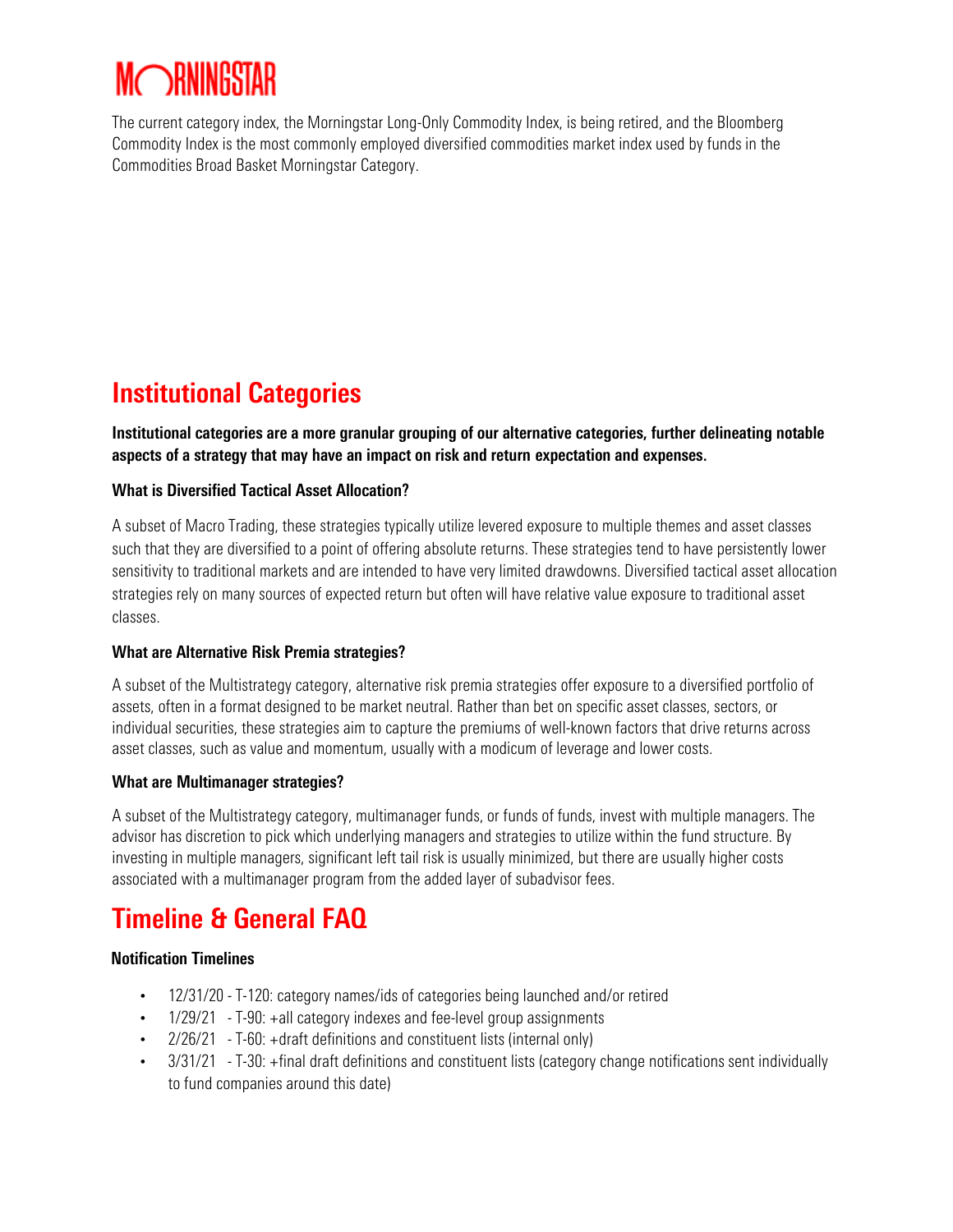The current category index, the Morningstar Long-Only Commodity Index, is being retired, and the Bloomberg Commodity Index is the most commonly employed diversified commodities market index used by funds in the Commodities Broad Basket Morningstar Category.

## Institutional Categories

**Institutional categories are a more granular grouping of our alternative categories, further delineating notable aspects of a strategy that may have an impact on risk and return expectation and expenses.**

### What is Diversified Tactical Asset Allocation?

A subset of Macro Trading, these strategies typically utilize levered exposure to multiple themes and asset classes such that they are diversified to a point of offering absolute returns. These strategies tend to have persistently lower sensitivity to traditional markets and are intended to have very limited drawdowns. Diversified tactical asset allocation strategies rely on many sources of expected return but often will have relative value exposure to traditional asset classes.

### What are Alternative Risk Premia strategies?

A subset of the Multistrategy category, alternative risk premia strategies offer exposure to a diversified portfolio of assets, often in a format designed to be market neutral. Rather than bet on specific asset classes, sectors, or individual securities, these strategies aim to capture the premiums of well-known factors that drive returns across asset classes, such as value and momentum, usually with a modicum of leverage and lower costs.

### What are Multimanager strategies?

A subset of the Multistrategy category, multimanager funds, or funds of funds, invest with multiple managers. The advisor has discretion to pick which underlying managers and strategies to utilize within the fund structure. By investing in multiple managers, significant left tail risk is usually minimized, but there are usually higher costs associated with a multimanager program from the added layer of subadvisor fees.

## Timeline & General FAQ

### Notification Timelines

- 12/31/20 - T-120: category names/ids of categories being launched and/or retired
- 1/29/21 - T-90: +all category indexes and fee-level group assignments
- 2/26/21 - T-60: +draft definitions and constituent lists (internal only)
- 3/31/21 - T-30: +final draft definitions and constituent lists (category change notifications sent individually to fund companies around this date)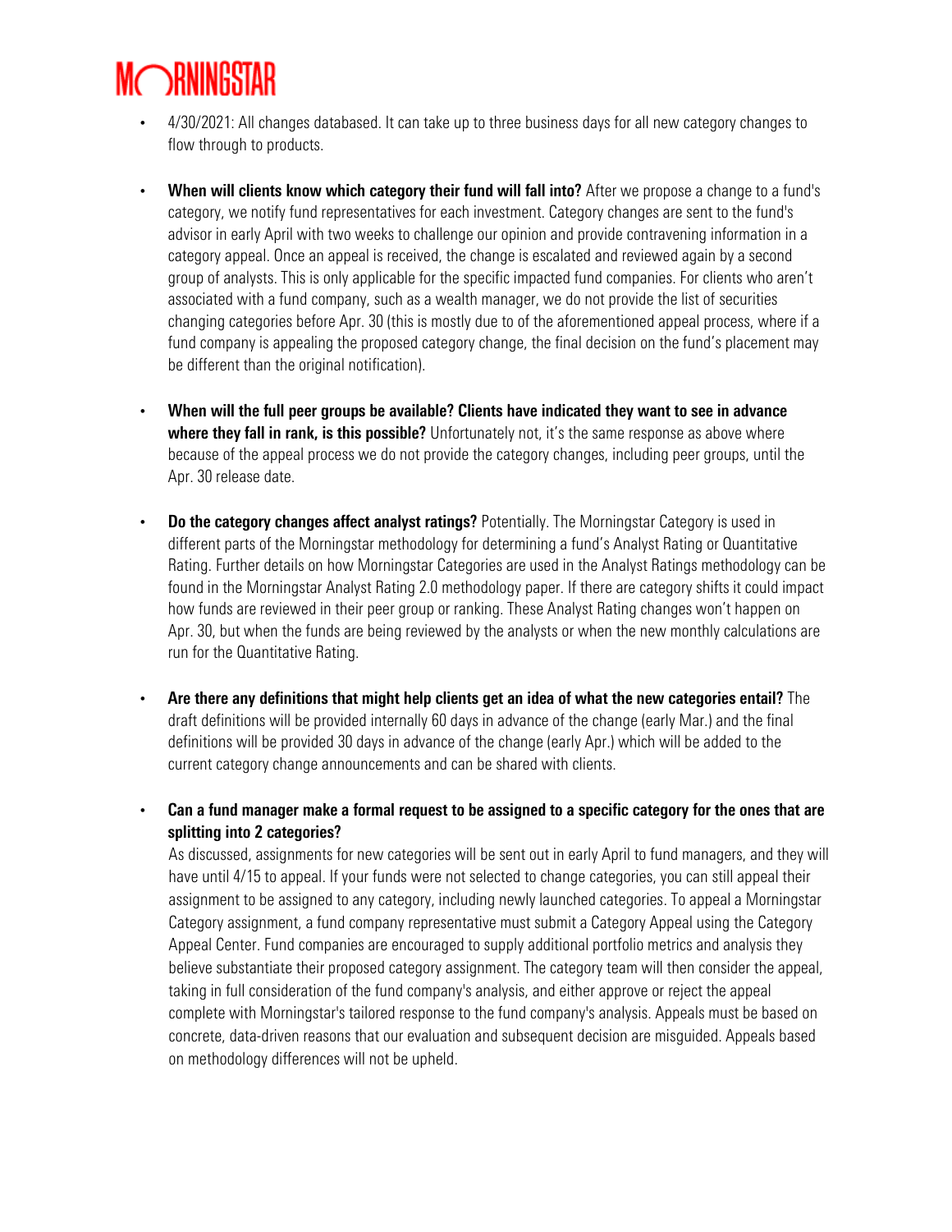- 4/30/2021: All changes databased. It can take up to three business days for all new category changes to flow through to products.

- **When will clients know which category their fund will fall into?** After we propose a change to a fund's category, we notify fund representatives for each investment. Category changes are sent to the fund's advisor in early April with two weeks to challenge our opinion and provide contravening information in a category appeal. Once an appeal is received, the change is escalated and reviewed again by a second group of analysts. This is only applicable for the specific impacted fund companies. For clients who aren't associated with a fund company, such as a wealth manager, we do not provide the list of securities changing categories before Apr. 30 (this is mostly due to of the aforementioned appeal process, where if a fund company is appealing the proposed category change, the final decision on the fund's placement may be different than the original notification).

- **When will the full peer groups be available? Clients have indicated they want to see in advance where they fall in rank, is this possible?** Unfortunately not, it's the same response as above where because of the appeal process we do not provide the category changes, including peer groups, until the Apr. 30 release date.

- **Do the category changes affect analyst ratings?** Potentially. The Morningstar Category is used in different parts of the Morningstar methodology for determining a fund's Analyst Rating or Quantitative Rating. Further details on how Morningstar Categories are used in the Analyst Ratings methodology can be found in the Morningstar Analyst Rating 2.0 methodology paper. If there are category shifts it could impact how funds are reviewed in their peer group or ranking. These Analyst Rating changes won't happen on Apr. 30, but when the funds are being reviewed by the analysts or when the new monthly calculations are run for the Quantitative Rating.

- **Are there any definitions that might help clients get an idea of what the new categories entail?** The draft definitions will be provided internally 60 days in advance of the change (early Mar.) and the final definitions will be provided 30 days in advance of the change (early Apr.) which will be added to the current category change announcements and can be shared with clients.

- **Can a fund manager make a formal request to be assigned to a specific category for the ones that are splitting into 2 categories?**
  As discussed, assignments for new categories will be sent out in early April to fund managers, and they will have until 4/15 to appeal. If your funds were not selected to change categories, you can still appeal their assignment to be assigned to any category, including newly launched categories. To appeal a Morningstar Category assignment, a fund company representative must submit a Category Appeal using the Category Appeal Center. Fund companies are encouraged to supply additional portfolio metrics and analysis they believe substantiate their proposed category assignment. The category team will then consider the appeal, taking in full consideration of the fund company's analysis, and either approve or reject the appeal complete with Morningstar's tailored response to the fund company's analysis. Appeals must be based on concrete, data-driven reasons that our evaluation and subsequent decision are misguided. Appeals based on methodology differences will not be upheld.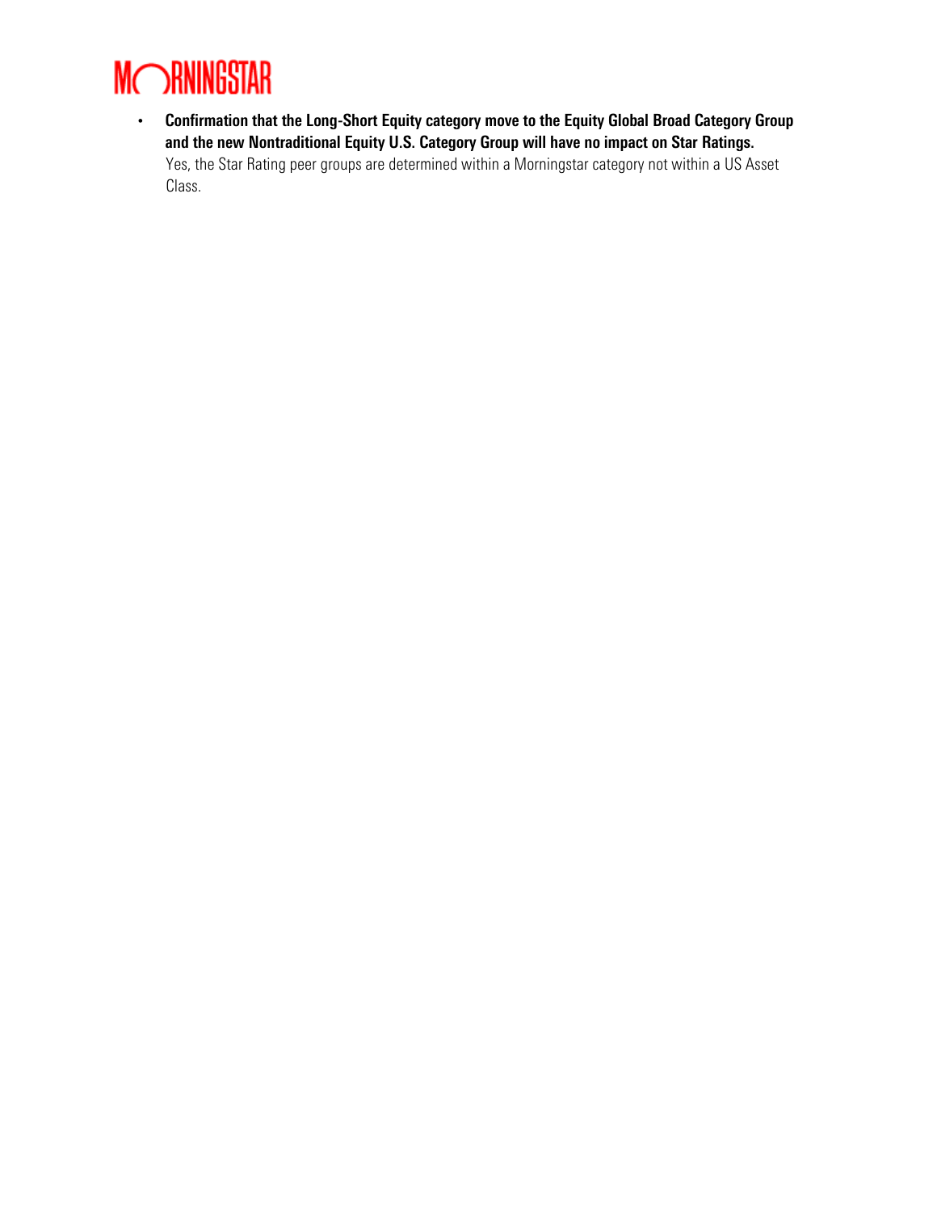- **Confirmation that the Long-Short Equity category move to the Equity Global Broad Category Group and the new Nontraditional Equity U.S. Category Group will have no impact on Star Ratings.**
  Yes, the Star Rating peer groups are determined within a Morningstar category not within a US Asset Class.